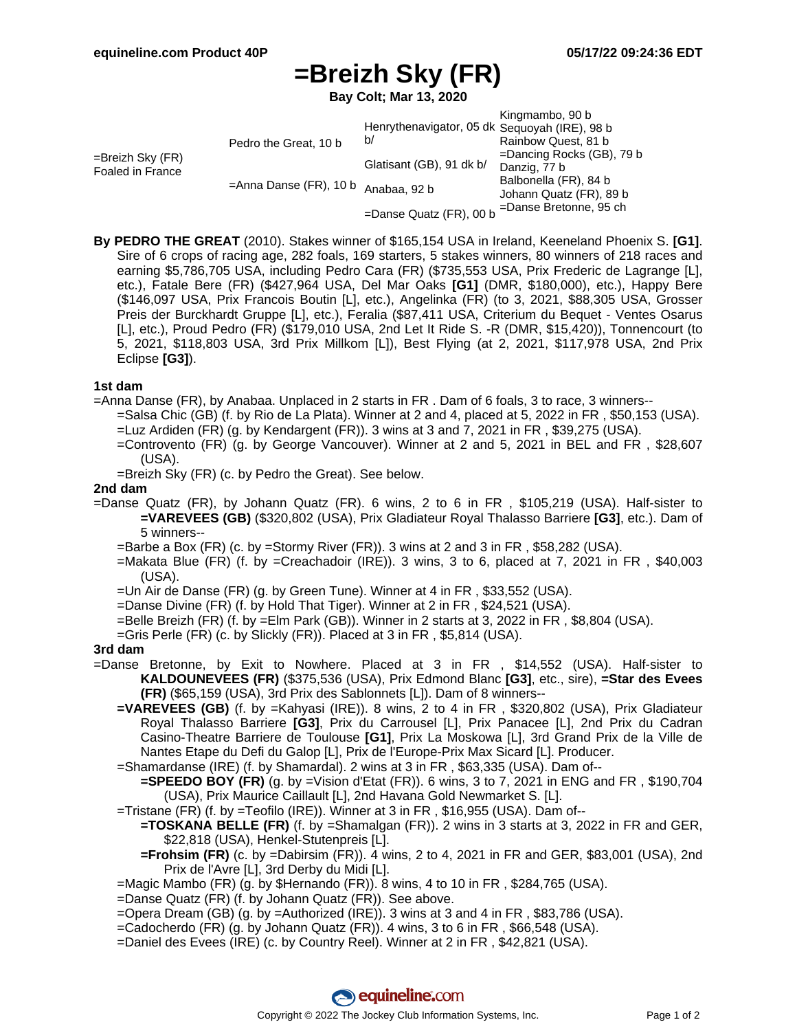# =Breizh Sky (FR)

**Bay Colt; Mar 13, 2020**

| | | | |
|---|---|---|---|
| =Breizh Sky (FR) Foaled in France | Pedro the Great, 10 b | Henrythenavigator, 05 dk b/ | Kingmambo, 90 b |
| | | | Sequoyah (IRE), 98 b |
| | | Glatisant (GB), 91 dk b/ | Rainbow Quest, 81 b |
| | | | =Dancing Rocks (GB), 79 b |
| | =Anna Danse (FR), 10 b | Anabaa, 92 b | Danzig, 77 b |
| | | | Balbonella (FR), 84 b |
| | | =Danse Quatz (FR), 00 b | Johann Quatz (FR), 89 b |
| | | | =Danse Bretonne, 95 ch |

**By PEDRO THE GREAT** (2010). Stakes winner of $165,154 USA in Ireland, Keeneland Phoenix S. **[G1]**. Sire of 6 crops of racing age, 282 foals, 169 starters, 5 stakes winners, 80 winners of 218 races and earning $5,786,705 USA, including Pedro Cara (FR) ($735,553 USA, Prix Frederic de Lagrange [L], etc.), Fatale Bere (FR) ($427,964 USA, Del Mar Oaks **[G1]** (DMR, $180,000), etc.), Happy Bere ($146,097 USA, Prix Francois Boutin [L], etc.), Angelinka (FR) (to 3, 2021, $88,305 USA, Grosser Preis der Burckhardt Gruppe [L], etc.), Feralia ($87,411 USA, Criterium du Bequet - Ventes Osarus [L], etc.), Proud Pedro (FR) ($179,010 USA, 2nd Let It Ride S. -R (DMR, $15,420)), Tonnencourt (to 5, 2021, $118,803 USA, 3rd Prix Millkom [L]), Best Flying (at 2, 2021, $117,978 USA, 2nd Prix Eclipse **[G3]**).

### 1st dam

=Anna Danse (FR), by Anabaa. Unplaced in 2 starts in FR . Dam of 6 foals, 3 to race, 3 winners--

- =Salsa Chic (GB) (f. by Rio de La Plata). Winner at 2 and 4, placed at 5, 2022 in FR , $50,153 (USA).
- =Luz Ardiden (FR) (g. by Kendargent (FR)). 3 wins at 3 and 7, 2021 in FR , $39,275 (USA).
- =Controvento (FR) (g. by George Vancouver). Winner at 2 and 5, 2021 in BEL and FR , $28,607 (USA).
- =Breizh Sky (FR) (c. by Pedro the Great). See below.

### 2nd dam

=Danse Quatz (FR), by Johann Quatz (FR). 6 wins, 2 to 6 in FR , $105,219 (USA). Half-sister to **=VAREVEES (GB)** ($320,802 (USA), Prix Gladiateur Royal Thalasso Barriere **[G3]**, etc.). Dam of 5 winners--

- =Barbe a Box (FR) (c. by =Stormy River (FR)). 3 wins at 2 and 3 in FR , $58,282 (USA).
- =Makata Blue (FR) (f. by =Creachadoir (IRE)). 3 wins, 3 to 6, placed at 7, 2021 in FR , $40,003 (USA).
- =Un Air de Danse (FR) (g. by Green Tune). Winner at 4 in FR , $33,552 (USA).
- =Danse Divine (FR) (f. by Hold That Tiger). Winner at 2 in FR , $24,521 (USA).
- =Belle Breizh (FR) (f. by =Elm Park (GB)). Winner in 2 starts at 3, 2022 in FR , $8,804 (USA).
- =Gris Perle (FR) (c. by Slickly (FR)). Placed at 3 in FR , $5,814 (USA).

### 3rd dam

=Danse Bretonne, by Exit to Nowhere. Placed at 3 in FR , $14,552 (USA). Half-sister to **KALDOUNEVEES (FR)** ($375,536 (USA), Prix Edmond Blanc **[G3]**, etc., sire), **=Star des Evees (FR)** ($65,159 (USA), 3rd Prix des Sablonnets [L]). Dam of 8 winners--

- **=VAREVEES (GB)** (f. by =Kahyasi (IRE)). 8 wins, 2 to 4 in FR , $320,802 (USA), Prix Gladiateur Royal Thalasso Barriere **[G3]**, Prix du Carrousel [L], Prix Panacee [L], 2nd Prix du Cadran Casino-Theatre Barriere de Toulouse **[G1]**, Prix La Moskowa [L], 3rd Grand Prix de la Ville de Nantes Etape du Defi du Galop [L], Prix de l'Europe-Prix Max Sicard [L]. Producer.
- =Shamardanse (IRE) (f. by Shamardal). 2 wins at 3 in FR , $63,335 (USA). Dam of--
  - **=SPEEDO BOY (FR)** (g. by =Vision d'Etat (FR)). 6 wins, 3 to 7, 2021 in ENG and FR , $190,704 (USA), Prix Maurice Caillault [L], 2nd Havana Gold Newmarket S. [L].
- =Tristane (FR) (f. by =Teofilo (IRE)). Winner at 3 in FR , $16,955 (USA). Dam of--
  - **=TOSKANA BELLE (FR)** (f. by =Shamalgan (FR)). 2 wins in 3 starts at 3, 2022 in FR and GER, $22,818 (USA), Henkel-Stutenpreis [L].
  - **=Frohsim (FR)** (c. by =Dabirsim (FR)). 4 wins, 2 to 4, 2021 in FR and GER, $83,001 (USA), 2nd Prix de l'Avre [L], 3rd Derby du Midi [L].
- =Magic Mambo (FR) (g. by $Hernando (FR)). 8 wins, 4 to 10 in FR , $284,765 (USA).
- =Danse Quatz (FR) (f. by Johann Quatz (FR)). See above.
- =Opera Dream (GB) (g. by =Authorized (IRE)). 3 wins at 3 and 4 in FR , $83,786 (USA).
- =Cadocherdo (FR) (g. by Johann Quatz (FR)). 4 wins, 3 to 6 in FR , $66,548 (USA).
- =Daniel des Evees (IRE) (c. by Country Reel). Winner at 2 in FR , $42,821 (USA).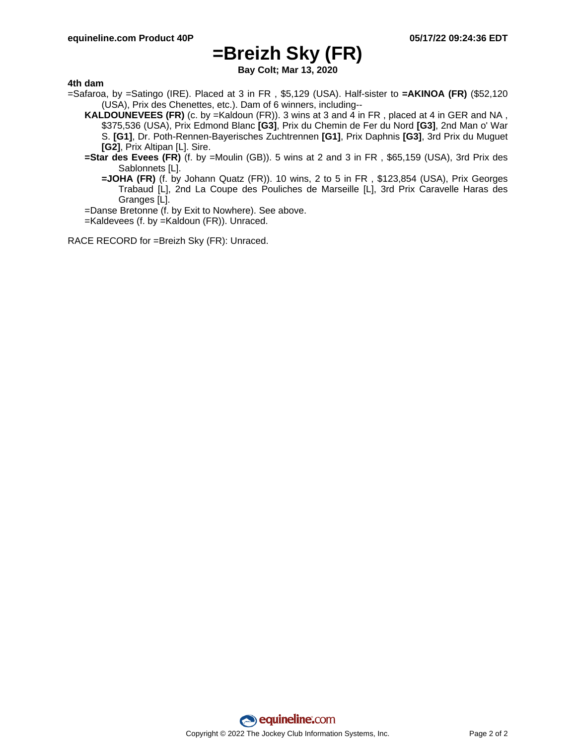# =Breizh Sky (FR)

**Bay Colt; Mar 13, 2020**

**4th dam**

=Safaroa, by =Satingo (IRE). Placed at 3 in FR , $5,129 (USA). Half-sister to **=AKINOA (FR)** ($52,120 (USA), Prix des Chenettes, etc.). Dam of 6 winners, including--

- **KALDOUNEVEES (FR)** (c. by =Kaldoun (FR)). 3 wins at 3 and 4 in FR , placed at 4 in GER and NA , $375,536 (USA), Prix Edmond Blanc **[G3]**, Prix du Chemin de Fer du Nord **[G3]**, 2nd Man o' War S. **[G1]**, Dr. Poth-Rennen-Bayerisches Zuchtrennen **[G1]**, Prix Daphnis **[G3]**, 3rd Prix du Muguet **[G2]**, Prix Altipan [L]. Sire.
- **=Star des Evees (FR)** (f. by =Moulin (GB)). 5 wins at 2 and 3 in FR , $65,159 (USA), 3rd Prix des Sablonnets [L].
  - **=JOHA (FR)** (f. by Johann Quatz (FR)). 10 wins, 2 to 5 in FR , $123,854 (USA), Prix Georges Trabaud [L], 2nd La Coupe des Pouliches de Marseille [L], 3rd Prix Caravelle Haras des Granges [L].
- =Danse Bretonne (f. by Exit to Nowhere). See above.
- =Kaldevees (f. by =Kaldoun (FR)). Unraced.

RACE RECORD for =Breizh Sky (FR): Unraced.